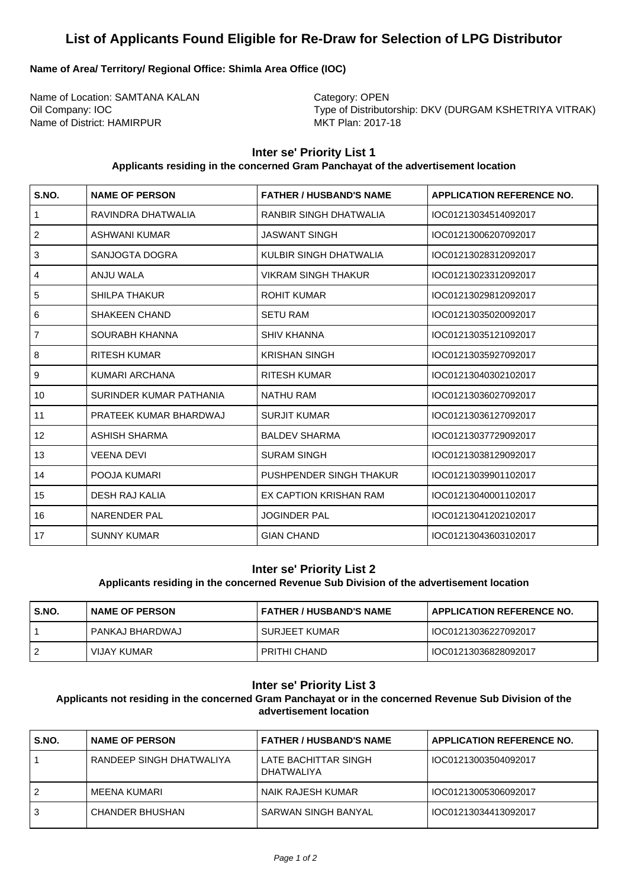# List of Applicants Found Eligible for Re-Draw for Selection of LPG Distributor

**Name of Area/ Territory/ Regional Office: Shimla Area Office (IOC)**

Name of Location: SAMTANA KALAN
Oil Company: IOC
Name of District: HAMIRPUR

Category: OPEN
Type of Distributorship: DKV (DURGAM KSHETRIYA VITRAK)
MKT Plan: 2017-18

## Inter se' Priority List 1

**Applicants residing in the concerned Gram Panchayat of the advertisement location**

| S.NO. | NAME OF PERSON | FATHER / HUSBAND'S NAME | APPLICATION REFERENCE NO. |
|---|---|---|---|
| 1 | RAVINDRA DHATWALIA | RANBIR SINGH DHATWALIA | IOC01213034514092017 |
| 2 | ASHWANI KUMAR | JASWANT SINGH | IOC01213006207092017 |
| 3 | SANJOGTA DOGRA | KULBIR SINGH DHATWALIA | IOC01213028312092017 |
| 4 | ANJU WALA | VIKRAM SINGH THAKUR | IOC01213023312092017 |
| 5 | SHILPA THAKUR | ROHIT KUMAR | IOC01213029812092017 |
| 6 | SHAKEEN CHAND | SETU RAM | IOC01213035020092017 |
| 7 | SOURABH KHANNA | SHIV KHANNA | IOC01213035121092017 |
| 8 | RITESH KUMAR | KRISHAN SINGH | IOC01213035927092017 |
| 9 | KUMARI ARCHANA | RITESH KUMAR | IOC01213040302102017 |
| 10 | SURINDER KUMAR PATHANIA | NATHU RAM | IOC01213036027092017 |
| 11 | PRATEEK KUMAR BHARDWAJ | SURJIT KUMAR | IOC01213036127092017 |
| 12 | ASHISH SHARMA | BALDEV SHARMA | IOC01213037729092017 |
| 13 | VEENA DEVI | SURAM SINGH | IOC01213038129092017 |
| 14 | POOJA KUMARI | PUSHPENDER SINGH THAKUR | IOC01213039901102017 |
| 15 | DESH RAJ KALIA | EX CAPTION KRISHAN RAM | IOC01213040001102017 |
| 16 | NARENDER PAL | JOGINDER PAL | IOC01213041202102017 |
| 17 | SUNNY KUMAR | GIAN CHAND | IOC01213043603102017 |

## Inter se' Priority List 2

**Applicants residing in the concerned Revenue Sub Division of the advertisement location**

| S.NO. | NAME OF PERSON | FATHER / HUSBAND'S NAME | APPLICATION REFERENCE NO. |
|---|---|---|---|
| 1 | PANKAJ BHARDWAJ | SURJEET KUMAR | IOC01213036227092017 |
| 2 | VIJAY KUMAR | PRITHI CHAND | IOC01213036828092017 |

## Inter se' Priority List 3

**Applicants not residing in the concerned Gram Panchayat or in the concerned Revenue Sub Division of the advertisement location**

| S.NO. | NAME OF PERSON | FATHER / HUSBAND'S NAME | APPLICATION REFERENCE NO. |
|---|---|---|---|
| 1 | RANDEEP SINGH DHATWALIYA | LATE BACHITTAR SINGH DHATWALIYA | IOC01213003504092017 |
| 2 | MEENA KUMARI | NAIK RAJESH KUMAR | IOC01213005306092017 |
| 3 | CHANDER BHUSHAN | SARWAN SINGH BANYAL | IOC01213034413092017 |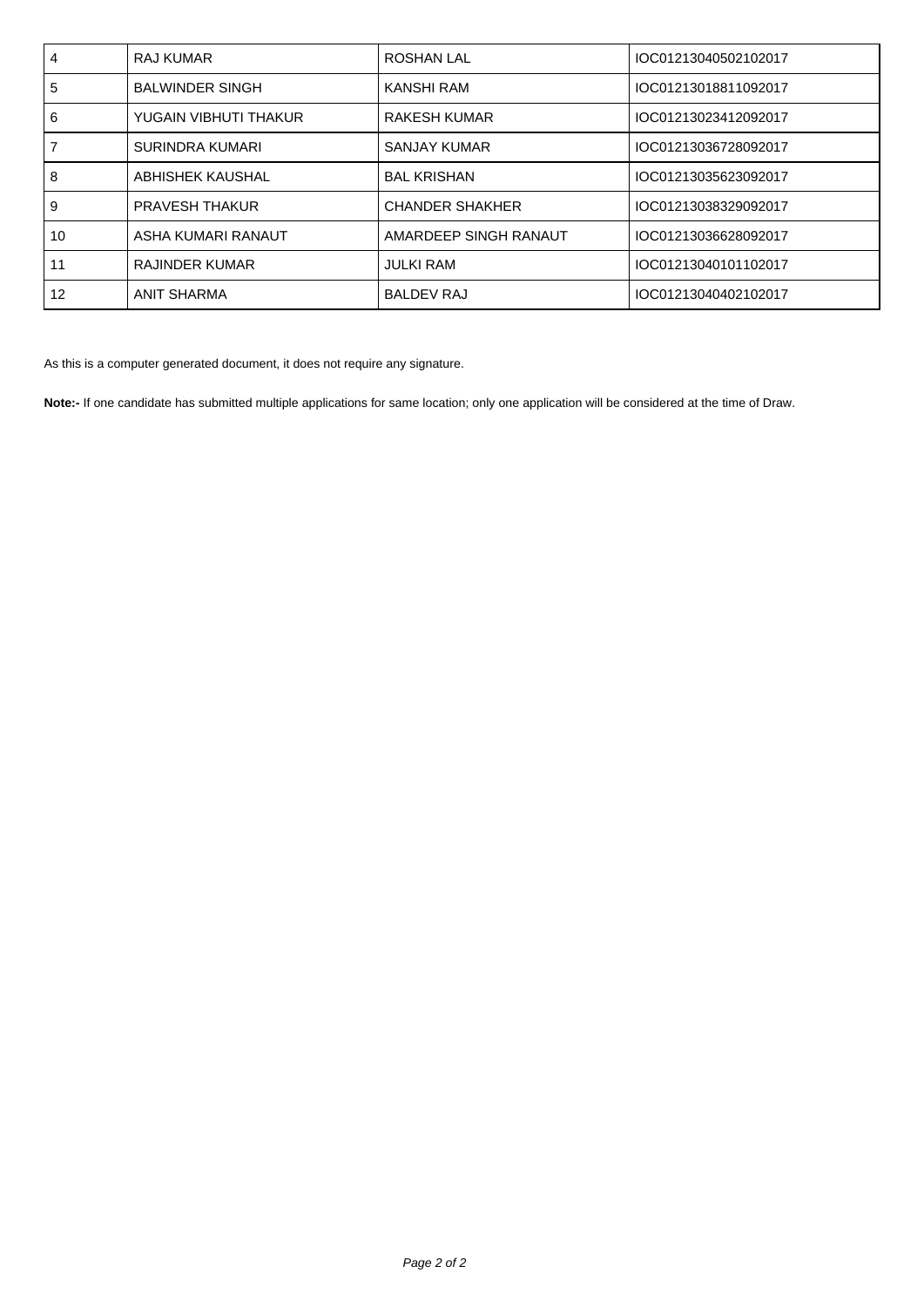| | | | |
|---|---|---|---|
| 4 | RAJ KUMAR | ROSHAN LAL | IOC01213040502102017 |
| 5 | BALWINDER SINGH | KANSHI RAM | IOC01213018811092017 |
| 6 | YUGAIN VIBHUTI THAKUR | RAKESH KUMAR | IOC01213023412092017 |
| 7 | SURINDRA KUMARI | SANJAY KUMAR | IOC01213036728092017 |
| 8 | ABHISHEK KAUSHAL | BAL KRISHAN | IOC01213035623092017 |
| 9 | PRAVESH THAKUR | CHANDER SHAKHER | IOC01213038329092017 |
| 10 | ASHA KUMARI RANAUT | AMARDEEP SINGH RANAUT | IOC01213036628092017 |
| 11 | RAJINDER KUMAR | JULKI RAM | IOC01213040101102017 |
| 12 | ANIT SHARMA | BALDEV RAJ | IOC01213040402102017 |

As this is a computer generated document, it does not require any signature.

**Note:-** If one candidate has submitted multiple applications for same location; only one application will be considered at the time of Draw.